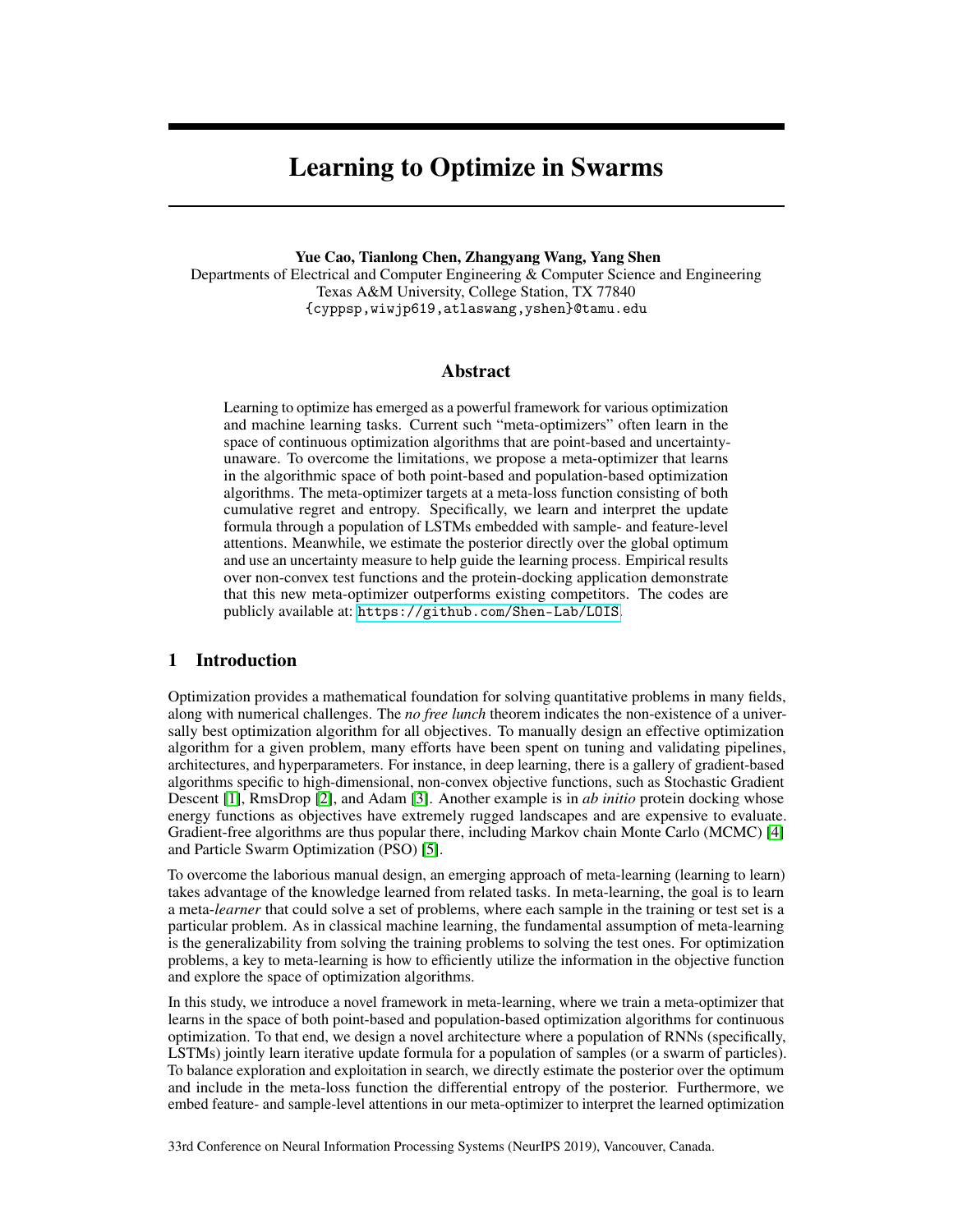# Learning to Optimize in Swarms

**Yue Cao, Tianlong Chen, Zhangyang Wang, Yang Shen**
Departments of Electrical and Computer Engineering & Computer Science and Engineering
Texas A&M University, College Station, TX 77840
`{cyppsp,wiwjp619,atlaswang,yshen}@tamu.edu`

## Abstract

Learning to optimize has emerged as a powerful framework for various optimization and machine learning tasks. Current such "meta-optimizers" often learn in the space of continuous optimization algorithms that are point-based and uncertainty-unaware. To overcome the limitations, we propose a meta-optimizer that learns in the algorithmic space of both point-based and population-based optimization algorithms. The meta-optimizer targets at a meta-loss function consisting of both cumulative regret and entropy. Specifically, we learn and interpret the update formula through a population of LSTMs embedded with sample- and feature-level attentions. Meanwhile, we estimate the posterior directly over the global optimum and use an uncertainty measure to help guide the learning process. Empirical results over non-convex test functions and the protein-docking application demonstrate that this new meta-optimizer outperforms existing competitors. The codes are publicly available at: `https://github.com/Shen-Lab/LOIS`.

## 1 Introduction

Optimization provides a mathematical foundation for solving quantitative problems in many fields, along with numerical challenges. The *no free lunch* theorem indicates the non-existence of a universally best optimization algorithm for all objectives. To manually design an effective optimization algorithm for a given problem, many efforts have been spent on tuning and validating pipelines, architectures, and hyperparameters. For instance, in deep learning, there is a gallery of gradient-based algorithms specific to high-dimensional, non-convex objective functions, such as Stochastic Gradient Descent [1], RmsDrop [2], and Adam [3]. Another example is in *ab initio* protein docking whose energy functions as objectives have extremely rugged landscapes and are expensive to evaluate. Gradient-free algorithms are thus popular there, including Markov chain Monte Carlo (MCMC) [4] and Particle Swarm Optimization (PSO) [5].

To overcome the laborious manual design, an emerging approach of meta-learning (learning to learn) takes advantage of the knowledge learned from related tasks. In meta-learning, the goal is to learn a meta-*learner* that could solve a set of problems, where each sample in the training or test set is a particular problem. As in classical machine learning, the fundamental assumption of meta-learning is the generalizability from solving the training problems to solving the test ones. For optimization problems, a key to meta-learning is how to efficiently utilize the information in the objective function and explore the space of optimization algorithms.

In this study, we introduce a novel framework in meta-learning, where we train a meta-optimizer that learns in the space of both point-based and population-based optimization algorithms for continuous optimization. To that end, we design a novel architecture where a population of RNNs (specifically, LSTMs) jointly learn iterative update formula for a population of samples (or a swarm of particles). To balance exploration and exploitation in search, we directly estimate the posterior over the optimum and include in the meta-loss function the differential entropy of the posterior. Furthermore, we embed feature- and sample-level attentions in our meta-optimizer to interpret the learned optimization

33rd Conference on Neural Information Processing Systems (NeurIPS 2019), Vancouver, Canada.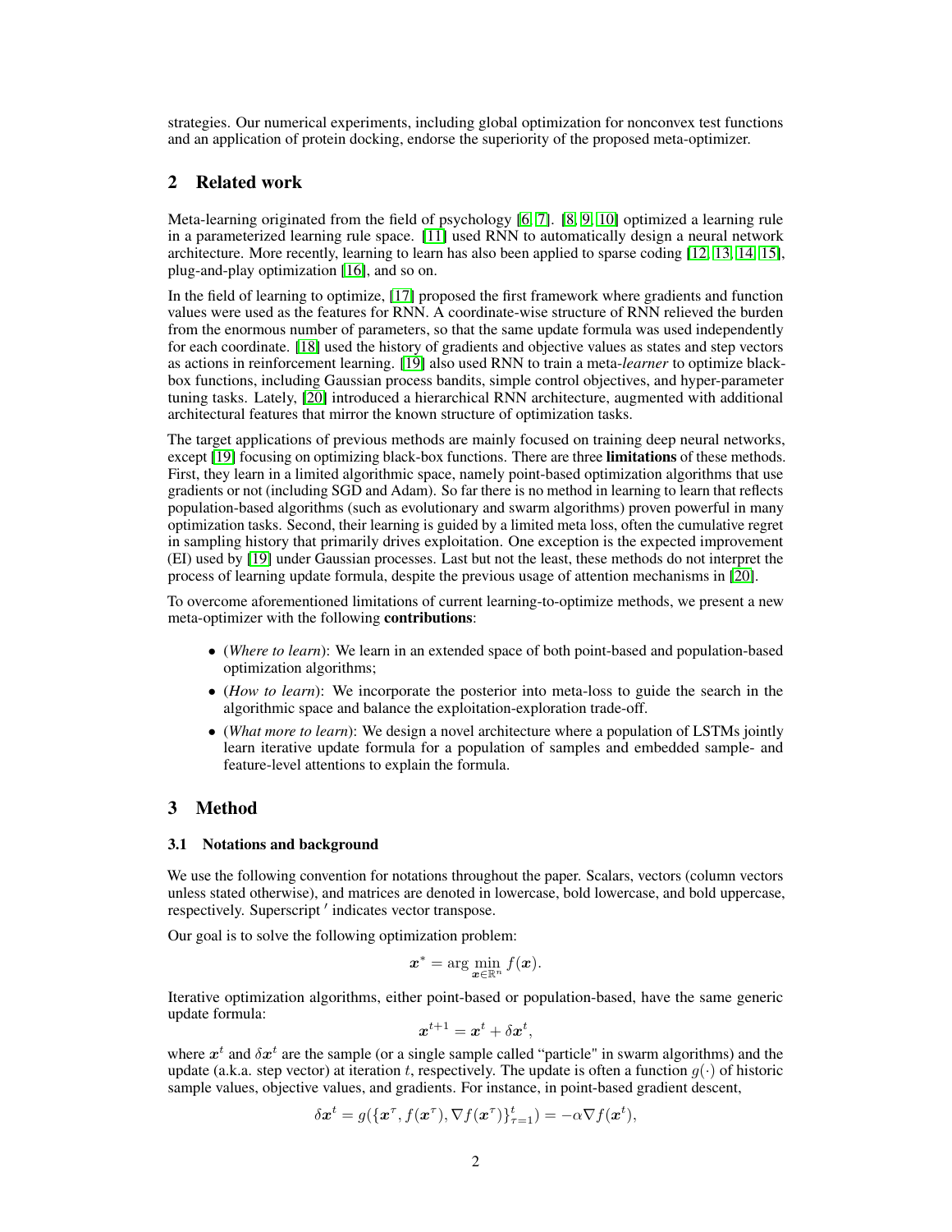strategies. Our numerical experiments, including global optimization for nonconvex test functions and an application of protein docking, endorse the superiority of the proposed meta-optimizer.

## 2 Related work

Meta-learning originated from the field of psychology [6, 7]. [8, 9, 10] optimized a learning rule in a parameterized learning rule space. [11] used RNN to automatically design a neural network architecture. More recently, learning to learn has also been applied to sparse coding [12, 13, 14, 15], plug-and-play optimization [16], and so on.

In the field of learning to optimize, [17] proposed the first framework where gradients and function values were used as the features for RNN. A coordinate-wise structure of RNN relieved the burden from the enormous number of parameters, so that the same update formula was used independently for each coordinate. [18] used the history of gradients and objective values as states and step vectors as actions in reinforcement learning. [19] also used RNN to train a meta-*learner* to optimize black-box functions, including Gaussian process bandits, simple control objectives, and hyper-parameter tuning tasks. Lately, [20] introduced a hierarchical RNN architecture, augmented with additional architectural features that mirror the known structure of optimization tasks.

The target applications of previous methods are mainly focused on training deep neural networks, except [19] focusing on optimizing black-box functions. There are three **limitations** of these methods. First, they learn in a limited algorithmic space, namely point-based optimization algorithms that use gradients or not (including SGD and Adam). So far there is no method in learning to learn that reflects population-based algorithms (such as evolutionary and swarm algorithms) proven powerful in many optimization tasks. Second, their learning is guided by a limited meta loss, often the cumulative regret in sampling history that primarily drives exploitation. One exception is the expected improvement (EI) used by [19] under Gaussian processes. Last but not the least, these methods do not interpret the process of learning update formula, despite the previous usage of attention mechanisms in [20].

To overcome aforementioned limitations of current learning-to-optimize methods, we present a new meta-optimizer with the following **contributions**:

- (*Where to learn*): We learn in an extended space of both point-based and population-based optimization algorithms;
- (*How to learn*): We incorporate the posterior into meta-loss to guide the search in the algorithmic space and balance the exploitation-exploration trade-off.
- (*What more to learn*): We design a novel architecture where a population of LSTMs jointly learn iterative update formula for a population of samples and embedded sample- and feature-level attentions to explain the formula.

## 3 Method

### 3.1 Notations and background

We use the following convention for notations throughout the paper. Scalars, vectors (column vectors unless stated otherwise), and matrices are denoted in lowercase, bold lowercase, and bold uppercase, respectively. Superscript $'$ indicates vector transpose.

Our goal is to solve the following optimization problem:

$$\boldsymbol{x}^* = \arg\min_{\boldsymbol{x}\in\mathbb{R}^n} f(\boldsymbol{x}).$$

Iterative optimization algorithms, either point-based or population-based, have the same generic update formula:

$$\boldsymbol{x}^{t+1} = \boldsymbol{x}^t + \delta\boldsymbol{x}^t,$$

where $\boldsymbol{x}^t$ and $\delta\boldsymbol{x}^t$ are the sample (or a single sample called "particle" in swarm algorithms) and the update (a.k.a. step vector) at iteration $t$, respectively. The update is often a function $g(\cdot)$ of historic sample values, objective values, and gradients. For instance, in point-based gradient descent,

$$\delta\boldsymbol{x}^t = g(\{\boldsymbol{x}^\tau, f(\boldsymbol{x}^\tau), \nabla f(\boldsymbol{x}^\tau)\}_{\tau=1}^t) = -\alpha\nabla f(\boldsymbol{x}^t),$$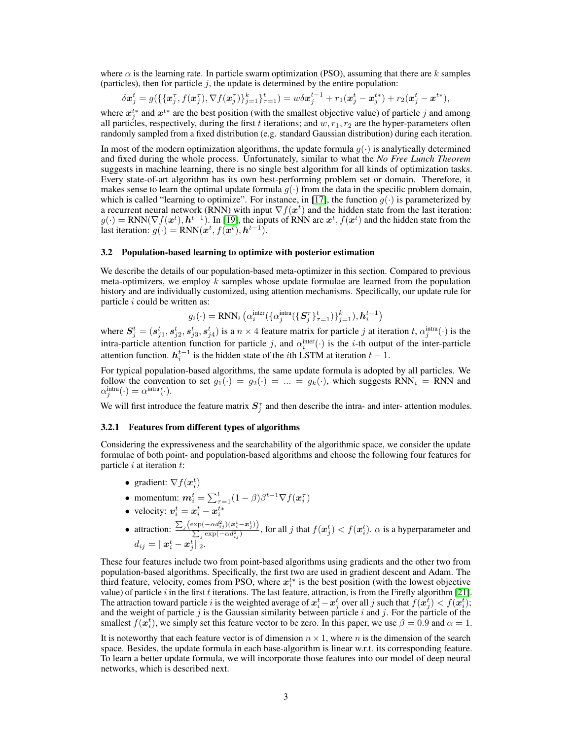where $\alpha$ is the learning rate. In particle swarm optimization (PSO), assuming that there are $k$ samples (particles), then for particle $j$, the update is determined by the entire population:

$$\delta \boldsymbol{x}_j^t = g(\{\{\boldsymbol{x}_j^\tau, f(\boldsymbol{x}_j^\tau), \nabla f(\boldsymbol{x}_j^\tau)\}_{j=1}^k\}_{\tau=1}^t) = w\delta \boldsymbol{x}_j^{t-1} + r_1(\boldsymbol{x}_j^t - \boldsymbol{x}_j^{t*}) + r_2(\boldsymbol{x}_j^t - \boldsymbol{x}^{t*}),$$

where $\boldsymbol{x}_j^{t*}$ and $\boldsymbol{x}^{t*}$ are the best position (with the smallest objective value) of particle $j$ and among all particles, respectively, during the first $t$ iterations; and $w, r_1, r_2$ are the hyper-parameters often randomly sampled from a fixed distribution (e.g. standard Gaussian distribution) during each iteration.

In most of the modern optimization algorithms, the update formula $g(\cdot)$ is analytically determined and fixed during the whole process. Unfortunately, similar to what the *No Free Lunch Theorem* suggests in machine learning, there is no single best algorithm for all kinds of optimization tasks. Every state-of-art algorithm has its own best-performing problem set or domain. Therefore, it makes sense to learn the optimal update formula $g(\cdot)$ from the data in the specific problem domain, which is called "learning to optimize". For instance, in [17], the function $g(\cdot)$ is parameterized by a recurrent neural network (RNN) with input $\nabla f(\boldsymbol{x}^t)$ and the hidden state from the last iteration: $g(\cdot) = \text{RNN}(\nabla f(\boldsymbol{x}^t), \boldsymbol{h}^{t-1})$. In [19], the inputs of RNN are $\boldsymbol{x}^t, f(\boldsymbol{x}^t)$ and the hidden state from the last iteration: $g(\cdot) = \text{RNN}(\boldsymbol{x}^t, f(\boldsymbol{x}^t), \boldsymbol{h}^{t-1})$.

### 3.2 Population-based learning to optimize with posterior estimation

We describe the details of our population-based meta-optimizer in this section. Compared to previous meta-optimizers, we employ $k$ samples whose update formulae are learned from the population history and are individually customized, using attention mechanisms. Specifically, our update rule for particle $i$ could be written as:

$$g_i(\cdot) = \text{RNN}_i\left(\alpha_i^{\text{inter}}(\{\alpha_j^{\text{intra}}(\{\boldsymbol{S}_j^\tau\}_{\tau=1}^t)\}_{j=1}^k), \boldsymbol{h}_i^{t-1}\right)$$

where $\boldsymbol{S}_j^t = (\boldsymbol{s}_{j1}^t, \boldsymbol{s}_{j2}^t, \boldsymbol{s}_{j3}^t, \boldsymbol{s}_{j4}^t)$ is a $n \times 4$ feature matrix for particle $j$ at iteration $t$, $\alpha_j^{\text{intra}}(\cdot)$ is the intra-particle attention function for particle $j$, and $\alpha_i^{\text{inter}}(\cdot)$ is the $i$-th output of the inter-particle attention function. $\boldsymbol{h}_i^{t-1}$ is the hidden state of the $i$th LSTM at iteration $t-1$.

For typical population-based algorithms, the same update formula is adopted by all particles. We follow the convention to set $g_1(\cdot) = g_2(\cdot) = ... = g_k(\cdot)$, which suggests $\text{RNN}_i = \text{RNN}$ and $\alpha_j^{\text{intra}}(\cdot) = \alpha^{\text{intra}}(\cdot)$.

We will first introduce the feature matrix $\boldsymbol{S}_j^\tau$ and then describe the intra- and inter- attention modules.

#### 3.2.1 Features from different types of algorithms

Considering the expressiveness and the searchability of the algorithmic space, we consider the update formulae of both point- and population-based algorithms and choose the following four features for particle $i$ at iteration $t$:

- gradient: $\nabla f(\boldsymbol{x}_i^t)$
- momentum: $\boldsymbol{m}_i^t = \sum_{\tau=1}^t (1-\beta)\beta^{t-1} \nabla f(\boldsymbol{x}_i^\tau)$
- velocity: $\boldsymbol{v}_i^t = \boldsymbol{x}_i^t - \boldsymbol{x}_i^{t*}$
- attraction: $\frac{\sum_j \left(\exp(-\alpha d_{ij}^2)(\boldsymbol{x}_i^t - \boldsymbol{x}_j^t)\right)}{\sum_j \exp(-\alpha d_{ij}^2)}$, for all $j$ that $f(\boldsymbol{x}_j^t) < f(\boldsymbol{x}_i^t)$. $\alpha$ is a hyperparameter and $d_{ij} = ||\boldsymbol{x}_i^t - \boldsymbol{x}_j^t||_2$.

These four features include two from point-based algorithms using gradients and the other two from population-based algorithms. Specifically, the first two are used in gradient descent and Adam. The third feature, velocity, comes from PSO, where $\boldsymbol{x}_i^{t*}$ is the best position (with the lowest objective value) of particle $i$ in the first $t$ iterations. The last feature, attraction, is from the Firefly algorithm [21]. The attraction toward particle $i$ is the weighted average of $\boldsymbol{x}_i^t - \boldsymbol{x}_j^t$ over all $j$ such that $f(\boldsymbol{x}_j^t) < f(\boldsymbol{x}_i^t)$; and the weight of particle $j$ is the Gaussian similarity between particle $i$ and $j$. For the particle of the smallest $f(\boldsymbol{x}_i^t)$, we simply set this feature vector to be zero. In this paper, we use $\beta = 0.9$ and $\alpha = 1$.

It is noteworthy that each feature vector is of dimension $n \times 1$, where $n$ is the dimension of the search space. Besides, the update formula in each base-algorithm is linear w.r.t. its corresponding feature. To learn a better update formula, we will incorporate those features into our model of deep neural networks, which is described next.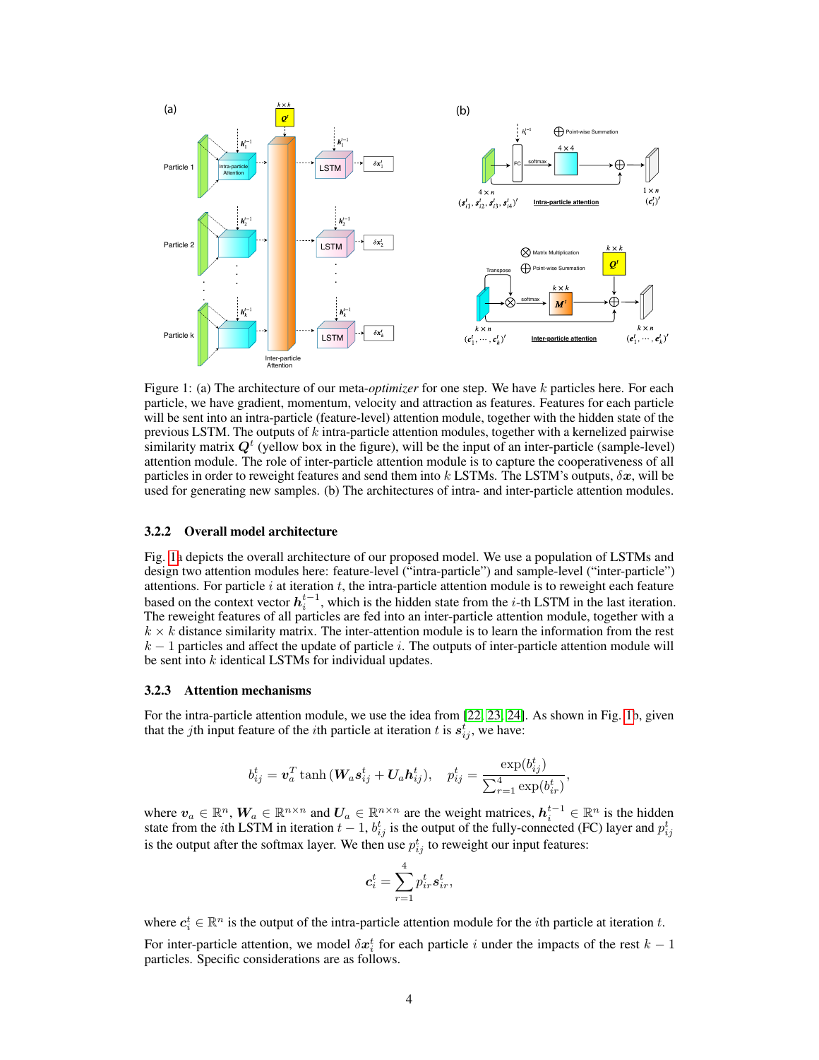Figure 1: (a) The architecture of our meta-*optimizer* for one step. We have $k$ particles here. For each particle, we have gradient, momentum, velocity and attraction as features. Features for each particle will be sent into an intra-particle (feature-level) attention module, together with the hidden state of the previous LSTM. The outputs of $k$ intra-particle attention modules, together with a kernelized pairwise similarity matrix $\boldsymbol{Q}^t$ (yellow box in the figure), will be the input of an inter-particle (sample-level) attention module. The role of inter-particle attention module is to capture the cooperativeness of all particles in order to reweight features and send them into $k$ LSTMs. The LSTM's outputs, $\delta \boldsymbol{x}$, will be used for generating new samples. (b) The architectures of intra- and inter-particle attention modules.

#### 3.2.2 Overall model architecture

Fig. 1a depicts the overall architecture of our proposed model. We use a population of LSTMs and design two attention modules here: feature-level ("intra-particle") and sample-level ("inter-particle") attentions. For particle $i$ at iteration $t$, the intra-particle attention module is to reweight each feature based on the context vector $\boldsymbol{h}_i^{t-1}$, which is the hidden state from the $i$-th LSTM in the last iteration. The reweight features of all particles are fed into an inter-particle attention module, together with a $k \times k$ distance similarity matrix. The inter-attention module is to learn the information from the rest $k-1$ particles and affect the update of particle $i$. The outputs of inter-particle attention module will be sent into $k$ identical LSTMs for individual updates.

#### 3.2.3 Attention mechanisms

For the intra-particle attention module, we use the idea from [22, 23, 24]. As shown in Fig. 1b, given that the $j$th input feature of the $i$th particle at iteration $t$ is $\boldsymbol{s}_{ij}^t$, we have:

$$b_{ij}^t = \boldsymbol{v}_a^T \tanh\left(\boldsymbol{W}_a \boldsymbol{s}_{ij}^t + \boldsymbol{U}_a \boldsymbol{h}_{ij}^t\right), \quad p_{ij}^t = \frac{\exp(b_{ij}^t)}{\sum_{r=1}^{4} \exp(b_{ir}^t)},$$

where $\boldsymbol{v}_a \in \mathbb{R}^n$, $\boldsymbol{W}_a \in \mathbb{R}^{n \times n}$ and $\boldsymbol{U}_a \in \mathbb{R}^{n \times n}$ are the weight matrices, $\boldsymbol{h}_i^{t-1} \in \mathbb{R}^n$ is the hidden state from the $i$th LSTM in iteration $t-1$, $b_{ij}^t$ is the output of the fully-connected (FC) layer and $p_{ij}^t$ is the output after the softmax layer. We then use $p_{ij}^t$ to reweight our input features:

$$\boldsymbol{c}_i^t = \sum_{r=1}^{4} p_{ir}^t \boldsymbol{s}_{ir}^t,$$

where $\boldsymbol{c}_i^t \in \mathbb{R}^n$ is the output of the intra-particle attention module for the $i$th particle at iteration $t$.

For inter-particle attention, we model $\delta \boldsymbol{x}_i^t$ for each particle $i$ under the impacts of the rest $k-1$ particles. Specific considerations are as follows.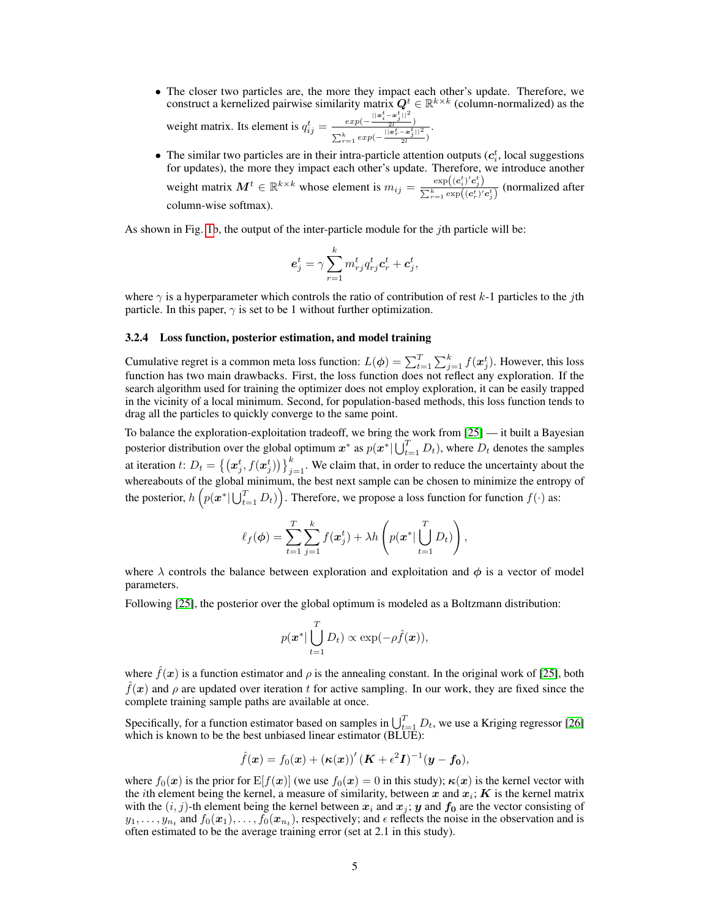- The closer two particles are, the more they impact each other's update. Therefore, we construct a kernelized pairwise similarity matrix $\boldsymbol{Q}^t \in \mathbb{R}^{k \times k}$ (column-normalized) as the weight matrix. Its element is $q_{ij}^t = \frac{exp(-\frac{||\boldsymbol{x}_i^t - \boldsymbol{x}_j^t||^2}{2l})}{\sum_{r=1}^{k} exp(-\frac{||\boldsymbol{x}_r^t - \boldsymbol{x}_j^t||^2}{2l})}$.
- The similar two particles are in their intra-particle attention outputs ($\boldsymbol{c}_i^t$, local suggestions for updates), the more they impact each other's update. Therefore, we introduce another weight matrix $\boldsymbol{M}^t \in \mathbb{R}^{k \times k}$ whose element is $m_{ij} = \frac{\exp\left((\boldsymbol{c}_i^t)'\boldsymbol{c}_j^t\right)}{\sum_{r=1}^{k} \exp\left((\boldsymbol{c}_r^t)'\boldsymbol{c}_j^t\right)}$ (normalized after column-wise softmax).

As shown in Fig. 1b, the output of the inter-particle module for the $j$th particle will be:

$$\boldsymbol{e}_j^t = \gamma \sum_{r=1}^{k} m_{rj}^t q_{rj}^t \boldsymbol{c}_r^t + \boldsymbol{c}_j^t,$$

where $\gamma$ is a hyperparameter which controls the ratio of contribution of rest $k$-1 particles to the $j$th particle. In this paper, $\gamma$ is set to be 1 without further optimization.

#### 3.2.4 Loss function, posterior estimation, and model training

Cumulative regret is a common meta loss function: $L(\boldsymbol{\phi}) = \sum_{t=1}^{T} \sum_{j=1}^{k} f(\boldsymbol{x}_j^t)$. However, this loss function has two main drawbacks. First, the loss function does not reflect any exploration. If the search algorithm used for training the optimizer does not employ exploration, it can be easily trapped in the vicinity of a local minimum. Second, for population-based methods, this loss function tends to drag all the particles to quickly converge to the same point.

To balance the exploration-exploitation tradeoff, we bring the work from [25] — it built a Bayesian posterior distribution over the global optimum $\boldsymbol{x}^*$ as $p(\boldsymbol{x}^*|\bigcup_{t=1}^{T} D_t)$, where $D_t$ denotes the samples at iteration $t$: $D_t = \left\{\left(\boldsymbol{x}_j^t, f(\boldsymbol{x}_j^t)\right)\right\}_{j=1}^{k}$. We claim that, in order to reduce the uncertainty about the whereabouts of the global minimum, the best next sample can be chosen to minimize the entropy of the posterior, $h\left(p(\boldsymbol{x}^*|\bigcup_{t=1}^{T} D_t)\right)$. Therefore, we propose a loss function for function $f(\cdot)$ as:

$$\ell_f(\boldsymbol{\phi}) = \sum_{t=1}^{T} \sum_{j=1}^{k} f(\boldsymbol{x}_j^t) + \lambda h\left(p(\boldsymbol{x}^*|\bigcup_{t=1}^{T} D_t)\right),$$

where $\lambda$ controls the balance between exploration and exploitation and $\boldsymbol{\phi}$ is a vector of model parameters.

Following [25], the posterior over the global optimum is modeled as a Boltzmann distribution:

$$p(\boldsymbol{x}^*|\bigcup_{t=1}^{T} D_t) \propto \exp(-\rho \hat{f}(\boldsymbol{x})),$$

where $\hat{f}(\boldsymbol{x})$ is a function estimator and $\rho$ is the annealing constant. In the original work of [25], both $\hat{f}(\boldsymbol{x})$ and $\rho$ are updated over iteration $t$ for active sampling. In our work, they are fixed since the complete training sample paths are available at once.

Specifically, for a function estimator based on samples in $\bigcup_{t=1}^{T} D_t$, we use a Kriging regressor [26] which is known to be the best unbiased linear estimator (BLUE):

$$\hat{f}(\boldsymbol{x}) = f_0(\boldsymbol{x}) + (\boldsymbol{\kappa}(\boldsymbol{x}))' (\boldsymbol{K} + \epsilon^2 \boldsymbol{I})^{-1}(\boldsymbol{y} - \boldsymbol{f_0}),$$

where $f_0(\boldsymbol{x})$ is the prior for $\mathrm{E}[f(\boldsymbol{x})]$ (we use $f_0(\boldsymbol{x}) = 0$ in this study); $\boldsymbol{\kappa}(\boldsymbol{x})$ is the kernel vector with the $i$th element being the kernel, a measure of similarity, between $\boldsymbol{x}$ and $\boldsymbol{x}_i$; $\boldsymbol{K}$ is the kernel matrix with the $(i, j)$-th element being the kernel between $\boldsymbol{x}_i$ and $\boldsymbol{x}_j$; $\boldsymbol{y}$ and $\boldsymbol{f_0}$ are the vector consisting of $y_1, \ldots, y_{n_t}$ and $f_0(\boldsymbol{x}_1), \ldots, f_0(\boldsymbol{x}_{n_t})$, respectively; and $\epsilon$ reflects the noise in the observation and is often estimated to be the average training error (set at 2.1 in this study).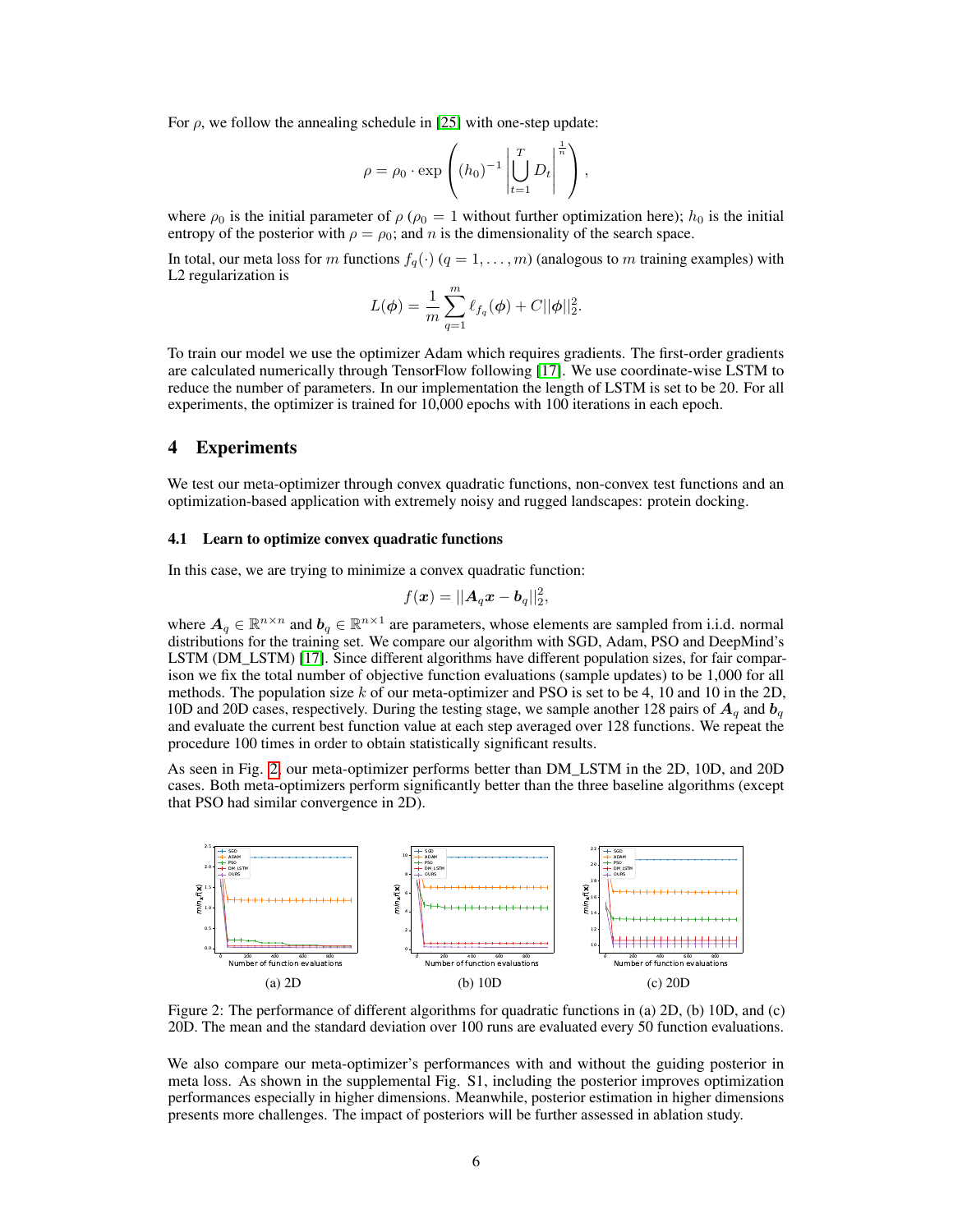For $\rho$, we follow the annealing schedule in [25] with one-step update:

$$\rho = \rho_0 \cdot \exp\left((h_0)^{-1}\left|\bigcup_{t=1}^{T} D_t\right|^{\frac{1}{n}}\right),$$

where $\rho_0$ is the initial parameter of $\rho$ ($\rho_0 = 1$ without further optimization here); $h_0$ is the initial entropy of the posterior with $\rho = \rho_0$; and $n$ is the dimensionality of the search space.

In total, our meta loss for $m$ functions $f_q(\cdot)$ ($q = 1, \ldots, m$) (analogous to $m$ training examples) with L2 regularization is

$$L(\boldsymbol{\phi}) = \frac{1}{m}\sum_{q=1}^{m} \ell_{f_q}(\boldsymbol{\phi}) + C||\boldsymbol{\phi}||_2^2.$$

To train our model we use the optimizer Adam which requires gradients. The first-order gradients are calculated numerically through TensorFlow following [17]. We use coordinate-wise LSTM to reduce the number of parameters. In our implementation the length of LSTM is set to be 20. For all experiments, the optimizer is trained for 10,000 epochs with 100 iterations in each epoch.

## 4 Experiments

We test our meta-optimizer through convex quadratic functions, non-convex test functions and an optimization-based application with extremely noisy and rugged landscapes: protein docking.

### 4.1 Learn to optimize convex quadratic functions

In this case, we are trying to minimize a convex quadratic function:

$$f(\boldsymbol{x}) = ||\boldsymbol{A}_q\boldsymbol{x} - \boldsymbol{b}_q||_2^2,$$

where $\boldsymbol{A}_q \in \mathbb{R}^{n\times n}$ and $\boldsymbol{b}_q \in \mathbb{R}^{n\times 1}$ are parameters, whose elements are sampled from i.i.d. normal distributions for the training set. We compare our algorithm with SGD, Adam, PSO and DeepMind's LSTM (DM_LSTM) [17]. Since different algorithms have different population sizes, for fair comparison we fix the total number of objective function evaluations (sample updates) to be 1,000 for all methods. The population size $k$ of our meta-optimizer and PSO is set to be 4, 10 and 10 in the 2D, 10D and 20D cases, respectively. During the testing stage, we sample another 128 pairs of $\boldsymbol{A}_q$ and $\boldsymbol{b}_q$ and evaluate the current best function value at each step averaged over 128 functions. We repeat the procedure 100 times in order to obtain statistically significant results.

As seen in Fig. 2, our meta-optimizer performs better than DM_LSTM in the 2D, 10D, and 20D cases. Both meta-optimizers perform significantly better than the three baseline algorithms (except that PSO had similar convergence in 2D).

(a) 2D

(b) 10D

(c) 20D

Figure 2: The performance of different algorithms for quadratic functions in (a) 2D, (b) 10D, and (c) 20D. The mean and the standard deviation over 100 runs are evaluated every 50 function evaluations.

We also compare our meta-optimizer's performances with and without the guiding posterior in meta loss. As shown in the supplemental Fig. S1, including the posterior improves optimization performances especially in higher dimensions. Meanwhile, posterior estimation in higher dimensions presents more challenges. The impact of posteriors will be further assessed in ablation study.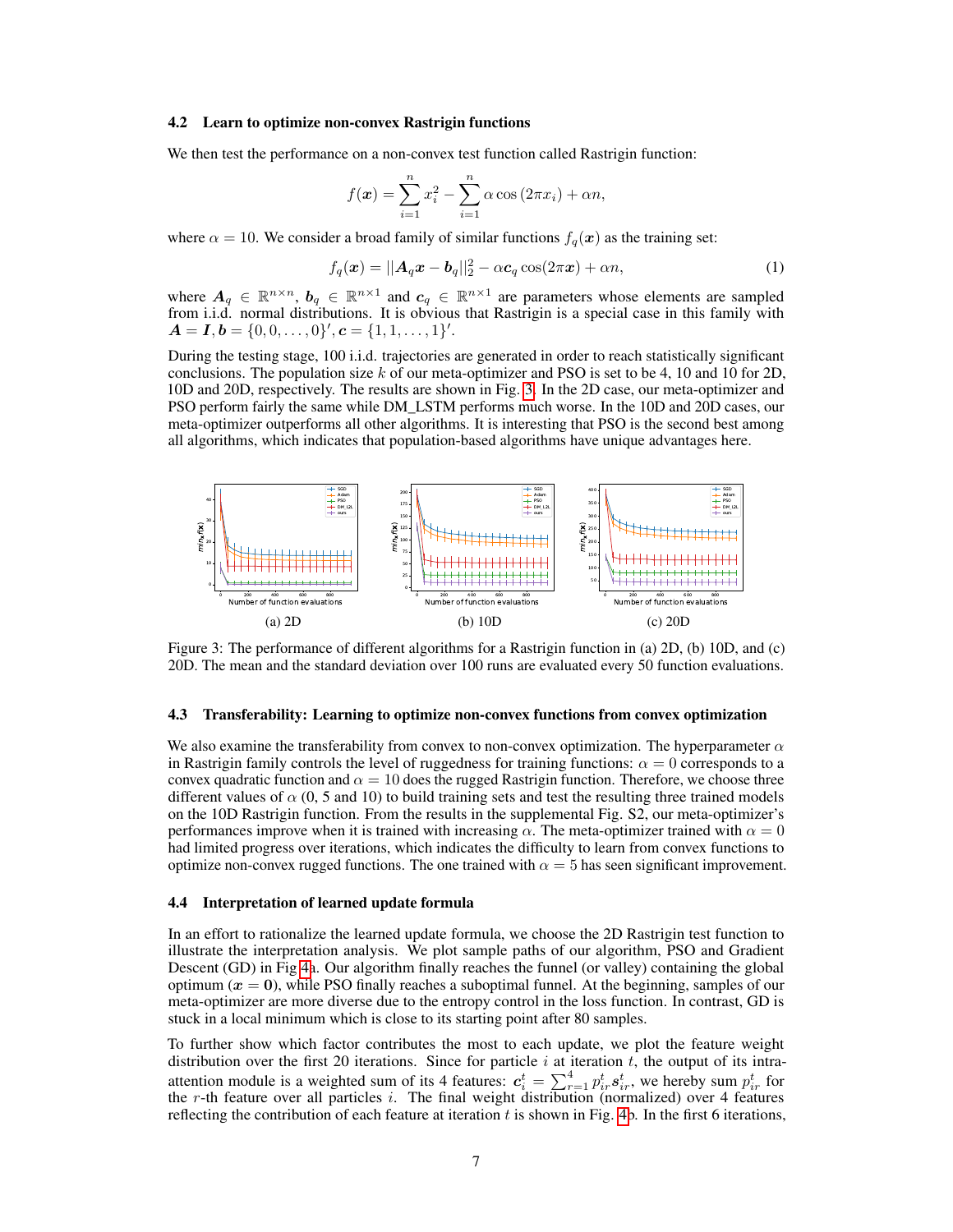### 4.2 Learn to optimize non-convex Rastrigin functions

We then test the performance on a non-convex test function called Rastrigin function:

$$f(\boldsymbol{x}) = \sum_{i=1}^{n} x_i^2 - \sum_{i=1}^{n} \alpha \cos(2\pi x_i) + \alpha n,$$

where $\alpha = 10$. We consider a broad family of similar functions $f_q(\boldsymbol{x})$ as the training set:

$$f_q(\boldsymbol{x}) = ||\boldsymbol{A}_q \boldsymbol{x} - \boldsymbol{b}_q||_2^2 - \alpha \boldsymbol{c}_q \cos(2\pi \boldsymbol{x}) + \alpha n, \tag{1}$$

where $\boldsymbol{A}_q \in \mathbb{R}^{n \times n}$, $\boldsymbol{b}_q \in \mathbb{R}^{n \times 1}$ and $\boldsymbol{c}_q \in \mathbb{R}^{n \times 1}$ are parameters whose elements are sampled from i.i.d. normal distributions. It is obvious that Rastrigin is a special case in this family with $\boldsymbol{A} = \boldsymbol{I}, \boldsymbol{b} = \{0, 0, \ldots, 0\}', \boldsymbol{c} = \{1, 1, \ldots, 1\}'$.

During the testing stage, 100 i.i.d. trajectories are generated in order to reach statistically significant conclusions. The population size $k$ of our meta-optimizer and PSO is set to be 4, 10 and 10 for 2D, 10D and 20D, respectively. The results are shown in Fig. 3. In the 2D case, our meta-optimizer and PSO perform fairly the same while DM_LSTM performs much worse. In the 10D and 20D cases, our meta-optimizer outperforms all other algorithms. It is interesting that PSO is the second best among all algorithms, which indicates that population-based algorithms have unique advantages here.

(a) 2D (b) 10D (c) 20D

Figure 3: The performance of different algorithms for a Rastrigin function in (a) 2D, (b) 10D, and (c) 20D. The mean and the standard deviation over 100 runs are evaluated every 50 function evaluations.

### 4.3 Transferability: Learning to optimize non-convex functions from convex optimization

We also examine the transferability from convex to non-convex optimization. The hyperparameter $\alpha$ in Rastrigin family controls the level of ruggedness for training functions: $\alpha = 0$ corresponds to a convex quadratic function and $\alpha = 10$ does the rugged Rastrigin function. Therefore, we choose three different values of $\alpha$ (0, 5 and 10) to build training sets and test the resulting three trained models on the 10D Rastrigin function. From the results in the supplemental Fig. S2, our meta-optimizer's performances improve when it is trained with increasing $\alpha$. The meta-optimizer trained with $\alpha = 0$ had limited progress over iterations, which indicates the difficulty to learn from convex functions to optimize non-convex rugged functions. The one trained with $\alpha = 5$ has seen significant improvement.

### 4.4 Interpretation of learned update formula

In an effort to rationalize the learned update formula, we choose the 2D Rastrigin test function to illustrate the interpretation analysis. We plot sample paths of our algorithm, PSO and Gradient Descent (GD) in Fig 4a. Our algorithm finally reaches the funnel (or valley) containing the global optimum ($\boldsymbol{x} = \boldsymbol{0}$), while PSO finally reaches a suboptimal funnel. At the beginning, samples of our meta-optimizer are more diverse due to the entropy control in the loss function. In contrast, GD is stuck in a local minimum which is close to its starting point after 80 samples.

To further show which factor contributes the most to each update, we plot the feature weight distribution over the first 20 iterations. Since for particle $i$ at iteration $t$, the output of its intra-attention module is a weighted sum of its 4 features: $\boldsymbol{c}_i^t = \sum_{r=1}^{4} p_{ir}^t \boldsymbol{s}_{ir}^t$, we hereby sum $p_{ir}^t$ for the $r$-th feature over all particles $i$. The final weight distribution (normalized) over 4 features reflecting the contribution of each feature at iteration $t$ is shown in Fig. 4b. In the first 6 iterations,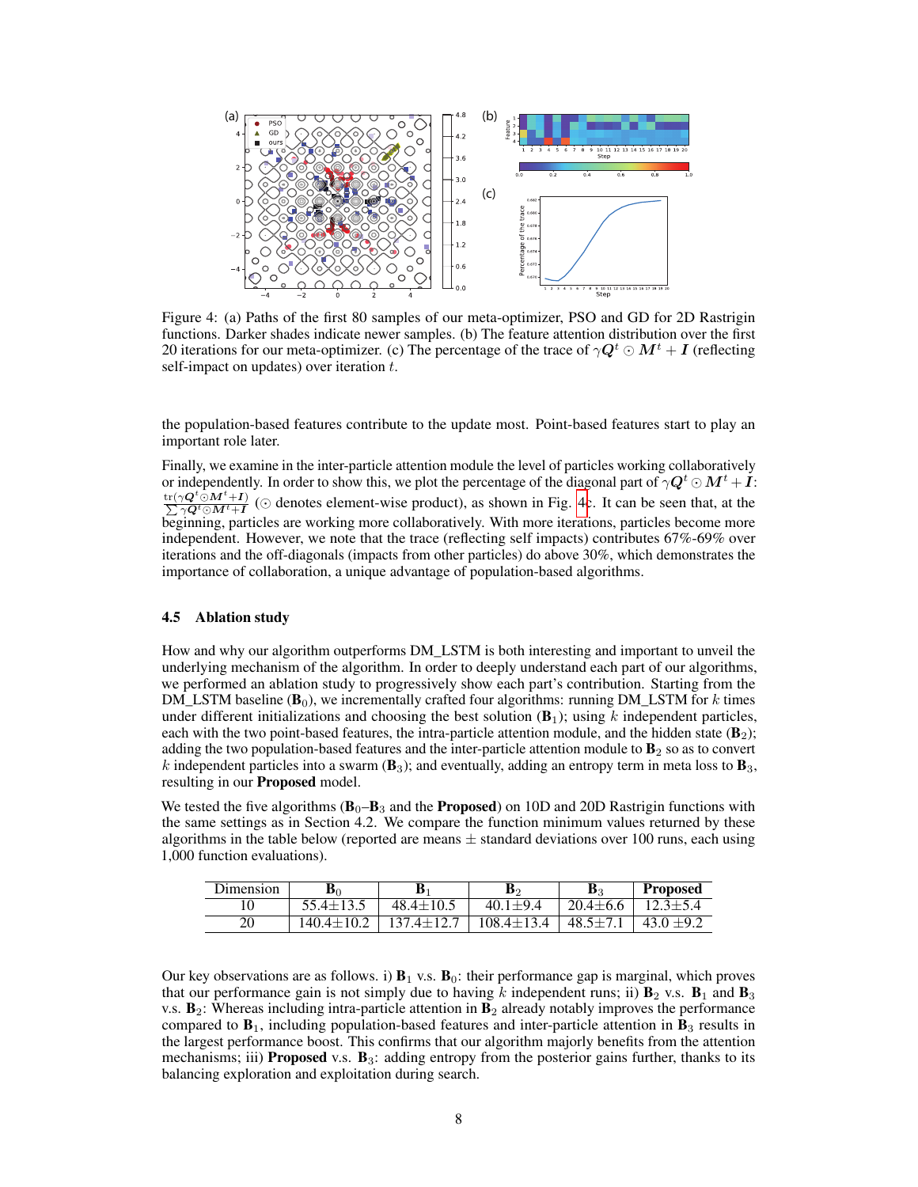Figure 4: (a) Paths of the first 80 samples of our meta-optimizer, PSO and GD for 2D Rastrigin functions. Darker shades indicate newer samples. (b) The feature attention distribution over the first 20 iterations for our meta-optimizer. (c) The percentage of the trace of $\gamma \boldsymbol{Q}^t \odot \boldsymbol{M}^t + \boldsymbol{I}$ (reflecting self-impact on updates) over iteration $t$.

the population-based features contribute to the update most. Point-based features start to play an important role later.

Finally, we examine in the inter-particle attention module the level of particles working collaboratively or independently. In order to show this, we plot the percentage of the diagonal part of $\gamma \boldsymbol{Q}^t \odot \boldsymbol{M}^t + \boldsymbol{I}$: $\frac{\mathrm{tr}(\gamma \boldsymbol{Q}^t \odot \boldsymbol{M}^t + \boldsymbol{I})}{\sum \gamma \boldsymbol{Q}^t \odot \boldsymbol{M}^t + \boldsymbol{I}}$ ($\odot$ denotes element-wise product), as shown in Fig. 4c. It can be seen that, at the beginning, particles are working more collaboratively. With more iterations, particles become more independent. However, we note that the trace (reflecting self impacts) contributes 67%-69% over iterations and the off-diagonals (impacts from other particles) do above 30%, which demonstrates the importance of collaboration, a unique advantage of population-based algorithms.

### 4.5 Ablation study

How and why our algorithm outperforms DM_LSTM is both interesting and important to unveil the underlying mechanism of the algorithm. In order to deeply understand each part of our algorithms, we performed an ablation study to progressively show each part's contribution. Starting from the DM_LSTM baseline ($\mathbf{B}_0$), we incrementally crafted four algorithms: running DM_LSTM for $k$ times under different initializations and choosing the best solution ($\mathbf{B}_1$); using $k$ independent particles, each with the two point-based features, the intra-particle attention module, and the hidden state ($\mathbf{B}_2$); adding the two population-based features and the inter-particle attention module to $\mathbf{B}_2$ so as to convert $k$ independent particles into a swarm ($\mathbf{B}_3$); and eventually, adding an entropy term in meta loss to $\mathbf{B}_3$, resulting in our **Proposed** model.

We tested the five algorithms ($\mathbf{B}_0$–$\mathbf{B}_3$ and the **Proposed**) on 10D and 20D Rastrigin functions with the same settings as in Section 4.2. We compare the function minimum values returned by these algorithms in the table below (reported are means $\pm$ standard deviations over 100 runs, each using 1,000 function evaluations).

| Dimension | $\mathbf{B}_0$ | $\mathbf{B}_1$ | $\mathbf{B}_2$ | $\mathbf{B}_3$ | **Proposed** |
|---|---|---|---|---|---|
| 10 | 55.4±13.5 | 48.4±10.5 | 40.1±9.4 | 20.4±6.6 | 12.3±5.4 |
| 20 | 140.4±10.2 | 137.4±12.7 | 108.4±13.4 | 48.5±7.1 | 43.0 ±9.2 |

Our key observations are as follows. i) $\mathbf{B}_1$ v.s. $\mathbf{B}_0$: their performance gap is marginal, which proves that our performance gain is not simply due to having $k$ independent runs; ii) $\mathbf{B}_2$ v.s. $\mathbf{B}_1$ and $\mathbf{B}_3$ v.s. $\mathbf{B}_2$: Whereas including intra-particle attention in $\mathbf{B}_2$ already notably improves the performance compared to $\mathbf{B}_1$, including population-based features and inter-particle attention in $\mathbf{B}_3$ results in the largest performance boost. This confirms that our algorithm majorly benefits from the attention mechanisms; iii) **Proposed** v.s. $\mathbf{B}_3$: adding entropy from the posterior gains further, thanks to its balancing exploration and exploitation during search.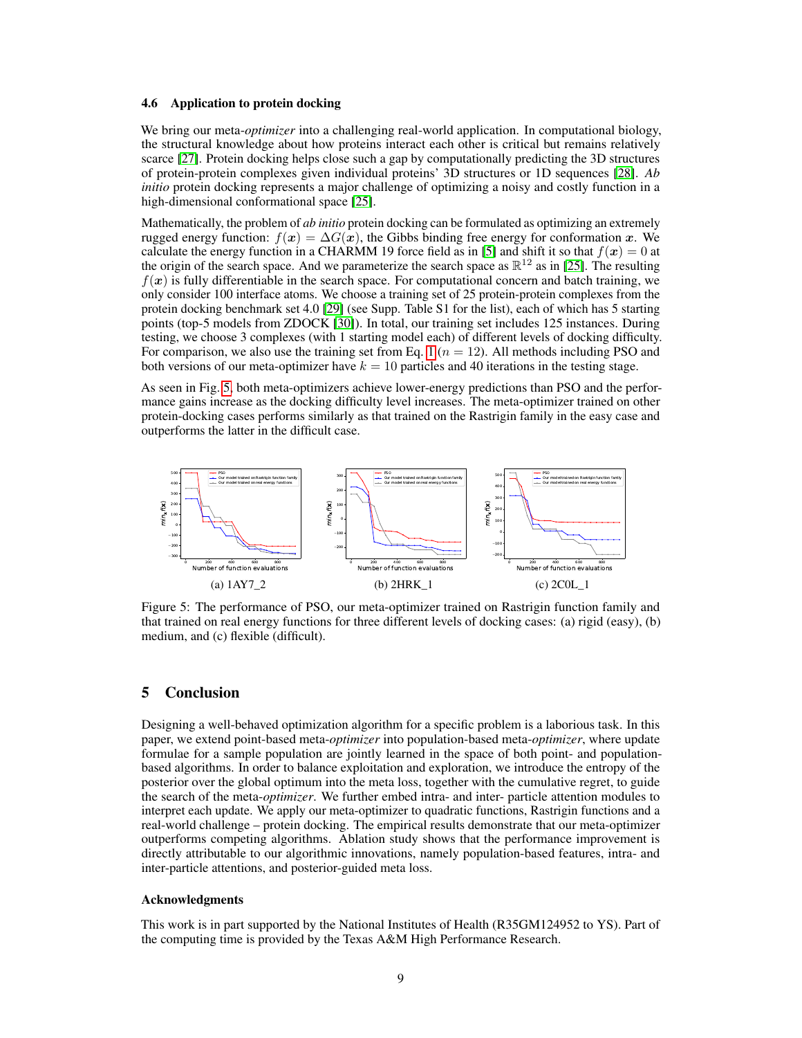### 4.6 Application to protein docking

We bring our meta-*optimizer* into a challenging real-world application. In computational biology, the structural knowledge about how proteins interact each other is critical but remains relatively scarce [27]. Protein docking helps close such a gap by computationally predicting the 3D structures of protein-protein complexes given individual proteins' 3D structures or 1D sequences [28]. *Ab initio* protein docking represents a major challenge of optimizing a noisy and costly function in a high-dimensional conformational space [25].

Mathematically, the problem of *ab initio* protein docking can be formulated as optimizing an extremely rugged energy function: $f(\boldsymbol{x}) = \Delta G(\boldsymbol{x})$, the Gibbs binding free energy for conformation $\boldsymbol{x}$. We calculate the energy function in a CHARMM 19 force field as in [5] and shift it so that $f(\boldsymbol{x}) = 0$ at the origin of the search space. And we parameterize the search space as $\mathbb{R}^{12}$ as in [25]. The resulting $f(\boldsymbol{x})$ is fully differentiable in the search space. For computational concern and batch training, we only consider 100 interface atoms. We choose a training set of 25 protein-protein complexes from the protein docking benchmark set 4.0 [29] (see Supp. Table S1 for the list), each of which has 5 starting points (top-5 models from ZDOCK [30]). In total, our training set includes 125 instances. During testing, we choose 3 complexes (with 1 starting model each) of different levels of docking difficulty. For comparison, we also use the training set from Eq. 1 ($n = 12$). All methods including PSO and both versions of our meta-optimizer have $k = 10$ particles and 40 iterations in the testing stage.

As seen in Fig. 5, both meta-optimizers achieve lower-energy predictions than PSO and the performance gains increase as the docking difficulty level increases. The meta-optimizer trained on other protein-docking cases performs similarly as that trained on the Rastrigin family in the easy case and outperforms the latter in the difficult case.

(a) 1AY7_2 (b) 2HRK_1 (c) 2C0L_1

Figure 5: The performance of PSO, our meta-optimizer trained on Rastrigin function family and that trained on real energy functions for three different levels of docking cases: (a) rigid (easy), (b) medium, and (c) flexible (difficult).

## 5 Conclusion

Designing a well-behaved optimization algorithm for a specific problem is a laborious task. In this paper, we extend point-based meta-*optimizer* into population-based meta-*optimizer*, where update formulae for a sample population are jointly learned in the space of both point- and population-based algorithms. In order to balance exploitation and exploration, we introduce the entropy of the posterior over the global optimum into the meta loss, together with the cumulative regret, to guide the search of the meta-*optimizer*. We further embed intra- and inter- particle attention modules to interpret each update. We apply our meta-optimizer to quadratic functions, Rastrigin functions and a real-world challenge – protein docking. The empirical results demonstrate that our meta-optimizer outperforms competing algorithms. Ablation study shows that the performance improvement is directly attributable to our algorithmic innovations, namely population-based features, intra- and inter-particle attentions, and posterior-guided meta loss.

### Acknowledgments

This work is in part supported by the National Institutes of Health (R35GM124952 to YS). Part of the computing time is provided by the Texas A&M High Performance Research.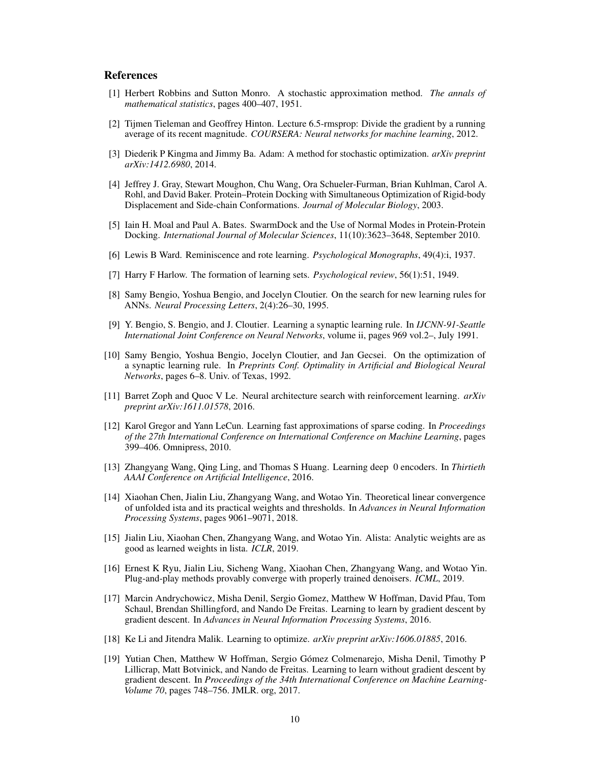## References

[1] Herbert Robbins and Sutton Monro. A stochastic approximation method. *The annals of mathematical statistics*, pages 400–407, 1951.

[2] Tijmen Tieleman and Geoffrey Hinton. Lecture 6.5-rmsprop: Divide the gradient by a running average of its recent magnitude. *COURSERA: Neural networks for machine learning*, 2012.

[3] Diederik P Kingma and Jimmy Ba. Adam: A method for stochastic optimization. *arXiv preprint arXiv:1412.6980*, 2014.

[4] Jeffrey J. Gray, Stewart Moughon, Chu Wang, Ora Schueler-Furman, Brian Kuhlman, Carol A. Rohl, and David Baker. Protein–Protein Docking with Simultaneous Optimization of Rigid-body Displacement and Side-chain Conformations. *Journal of Molecular Biology*, 2003.

[5] Iain H. Moal and Paul A. Bates. SwarmDock and the Use of Normal Modes in Protein-Protein Docking. *International Journal of Molecular Sciences*, 11(10):3623–3648, September 2010.

[6] Lewis B Ward. Reminiscence and rote learning. *Psychological Monographs*, 49(4):i, 1937.

[7] Harry F Harlow. The formation of learning sets. *Psychological review*, 56(1):51, 1949.

[8] Samy Bengio, Yoshua Bengio, and Jocelyn Cloutier. On the search for new learning rules for ANNs. *Neural Processing Letters*, 2(4):26–30, 1995.

[9] Y. Bengio, S. Bengio, and J. Cloutier. Learning a synaptic learning rule. In *IJCNN-91-Seattle International Joint Conference on Neural Networks*, volume ii, pages 969 vol.2–, July 1991.

[10] Samy Bengio, Yoshua Bengio, Jocelyn Cloutier, and Jan Gecsei. On the optimization of a synaptic learning rule. In *Preprints Conf. Optimality in Artificial and Biological Neural Networks*, pages 6–8. Univ. of Texas, 1992.

[11] Barret Zoph and Quoc V Le. Neural architecture search with reinforcement learning. *arXiv preprint arXiv:1611.01578*, 2016.

[12] Karol Gregor and Yann LeCun. Learning fast approximations of sparse coding. In *Proceedings of the 27th International Conference on International Conference on Machine Learning*, pages 399–406. Omnipress, 2010.

[13] Zhangyang Wang, Qing Ling, and Thomas S Huang. Learning deep 0 encoders. In *Thirtieth AAAI Conference on Artificial Intelligence*, 2016.

[14] Xiaohan Chen, Jialin Liu, Zhangyang Wang, and Wotao Yin. Theoretical linear convergence of unfolded ista and its practical weights and thresholds. In *Advances in Neural Information Processing Systems*, pages 9061–9071, 2018.

[15] Jialin Liu, Xiaohan Chen, Zhangyang Wang, and Wotao Yin. Alista: Analytic weights are as good as learned weights in lista. *ICLR*, 2019.

[16] Ernest K Ryu, Jialin Liu, Sicheng Wang, Xiaohan Chen, Zhangyang Wang, and Wotao Yin. Plug-and-play methods provably converge with properly trained denoisers. *ICML*, 2019.

[17] Marcin Andrychowicz, Misha Denil, Sergio Gomez, Matthew W Hoffman, David Pfau, Tom Schaul, Brendan Shillingford, and Nando De Freitas. Learning to learn by gradient descent by gradient descent. In *Advances in Neural Information Processing Systems*, 2016.

[18] Ke Li and Jitendra Malik. Learning to optimize. *arXiv preprint arXiv:1606.01885*, 2016.

[19] Yutian Chen, Matthew W Hoffman, Sergio Gómez Colmenarejo, Misha Denil, Timothy P Lillicrap, Matt Botvinick, and Nando de Freitas. Learning to learn without gradient descent by gradient descent. In *Proceedings of the 34th International Conference on Machine Learning-Volume 70*, pages 748–756. JMLR. org, 2017.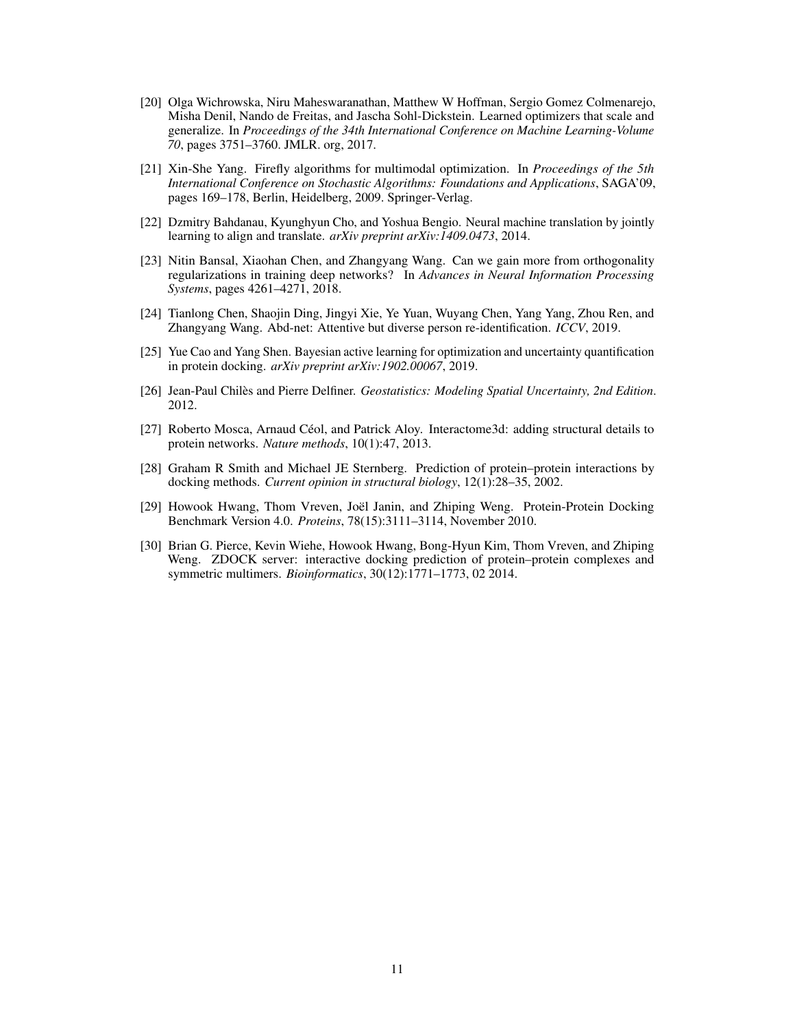[20] Olga Wichrowska, Niru Maheswaranathan, Matthew W Hoffman, Sergio Gomez Colmenarejo, Misha Denil, Nando de Freitas, and Jascha Sohl-Dickstein. Learned optimizers that scale and generalize. In *Proceedings of the 34th International Conference on Machine Learning-Volume 70*, pages 3751–3760. JMLR. org, 2017.

[21] Xin-She Yang. Firefly algorithms for multimodal optimization. In *Proceedings of the 5th International Conference on Stochastic Algorithms: Foundations and Applications*, SAGA'09, pages 169–178, Berlin, Heidelberg, 2009. Springer-Verlag.

[22] Dzmitry Bahdanau, Kyunghyun Cho, and Yoshua Bengio. Neural machine translation by jointly learning to align and translate. *arXiv preprint arXiv:1409.0473*, 2014.

[23] Nitin Bansal, Xiaohan Chen, and Zhangyang Wang. Can we gain more from orthogonality regularizations in training deep networks? In *Advances in Neural Information Processing Systems*, pages 4261–4271, 2018.

[24] Tianlong Chen, Shaojin Ding, Jingyi Xie, Ye Yuan, Wuyang Chen, Yang Yang, Zhou Ren, and Zhangyang Wang. Abd-net: Attentive but diverse person re-identification. *ICCV*, 2019.

[25] Yue Cao and Yang Shen. Bayesian active learning for optimization and uncertainty quantification in protein docking. *arXiv preprint arXiv:1902.00067*, 2019.

[26] Jean-Paul Chilès and Pierre Delfiner. *Geostatistics: Modeling Spatial Uncertainty, 2nd Edition*. 2012.

[27] Roberto Mosca, Arnaud Céol, and Patrick Aloy. Interactome3d: adding structural details to protein networks. *Nature methods*, 10(1):47, 2013.

[28] Graham R Smith and Michael JE Sternberg. Prediction of protein–protein interactions by docking methods. *Current opinion in structural biology*, 12(1):28–35, 2002.

[29] Howook Hwang, Thom Vreven, Joël Janin, and Zhiping Weng. Protein-Protein Docking Benchmark Version 4.0. *Proteins*, 78(15):3111–3114, November 2010.

[30] Brian G. Pierce, Kevin Wiehe, Howook Hwang, Bong-Hyun Kim, Thom Vreven, and Zhiping Weng. ZDOCK server: interactive docking prediction of protein–protein complexes and symmetric multimers. *Bioinformatics*, 30(12):1771–1773, 02 2014.